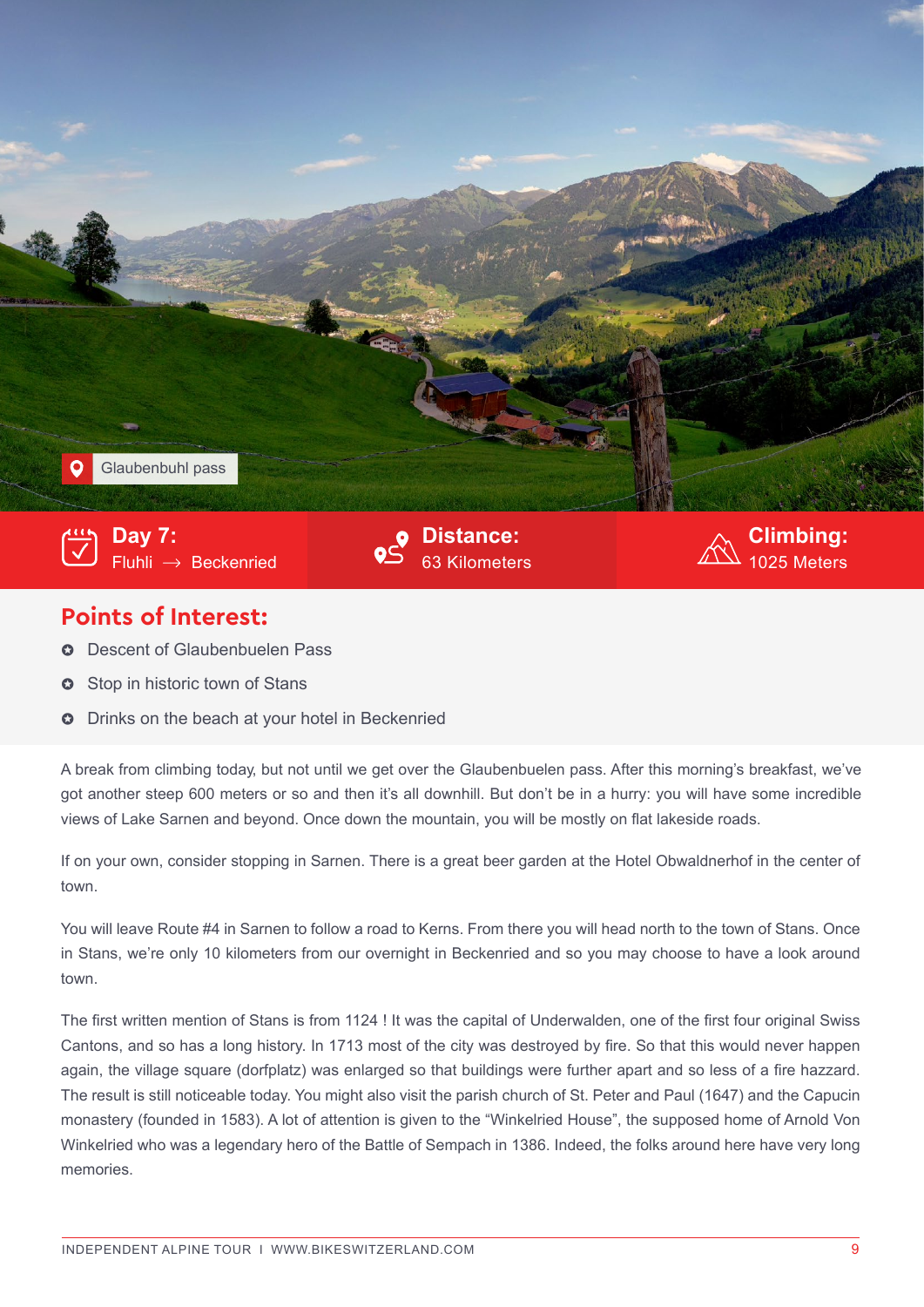Glaubenbuhl pass

**Day 7:** Fluhli → Beckenried

**Distance:** 63 Kilometers

**Climbing:** 1025 Meters

## Points of Interest:

- Descent of Glaubenbuelen Pass
- Stop in historic town of Stans
- Drinks on the beach at your hotel in Beckenried

A break from climbing today, but not until we get over the Glaubenbuelen pass. After this morning's breakfast, we've got another steep 600 meters or so and then it's all downhill. But don't be in a hurry: you will have some incredible views of Lake Sarnen and beyond. Once down the mountain, you will be mostly on flat lakeside roads.

If on your own, consider stopping in Sarnen. There is a great beer garden at the Hotel Obwaldnerhof in the center of town.

You will leave Route #4 in Sarnen to follow a road to Kerns. From there you will head north to the town of Stans. Once in Stans, we're only 10 kilometers from our overnight in Beckenried and so you may choose to have a look around town.

The first written mention of Stans is from 1124 ! It was the capital of Underwalden, one of the first four original Swiss Cantons, and so has a long history. In 1713 most of the city was destroyed by fire. So that this would never happen again, the village square (dorfplatz) was enlarged so that buildings were further apart and so less of a fire hazzard. The result is still noticeable today. You might also visit the parish church of St. Peter and Paul (1647) and the Capucin monastery (founded in 1583). A lot of attention is given to the "Winkelried House", the supposed home of Arnold Von Winkelried who was a legendary hero of the Battle of Sempach in 1386. Indeed, the folks around here have very long memories.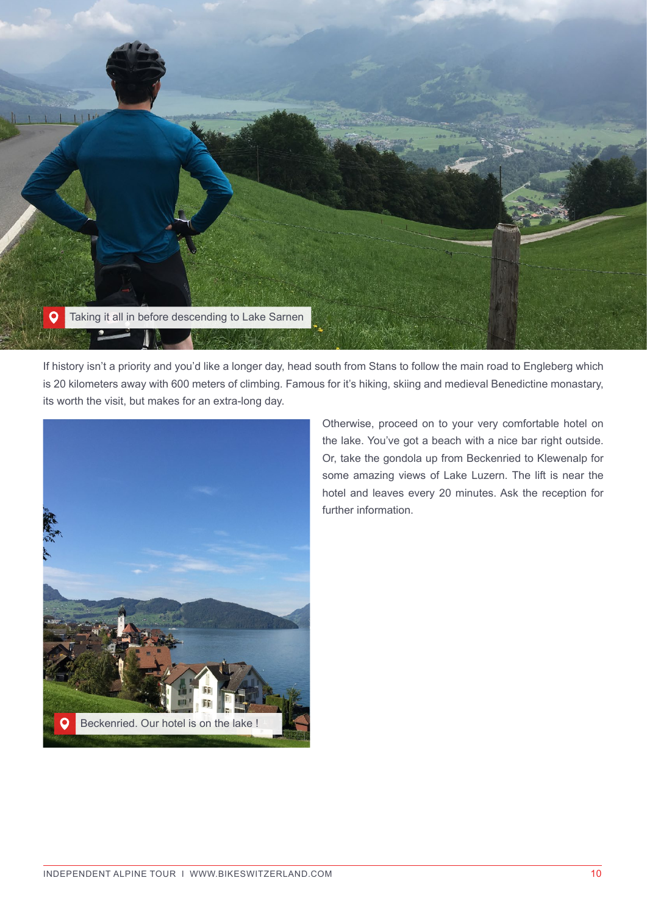Taking it all in before descending to Lake Sarnen

If history isn't a priority and you'd like a longer day, head south from Stans to follow the main road to Engleberg which is 20 kilometers away with 600 meters of climbing. Famous for it's hiking, skiing and medieval Benedictine monastary, its worth the visit, but makes for an extra-long day.

Beckenried. Our hotel is on the lake !

Otherwise, proceed on to your very comfortable hotel on the lake. You've got a beach with a nice bar right outside. Or, take the gondola up from Beckenried to Klewenalp for some amazing views of Lake Luzern. The lift is near the hotel and leaves every 20 minutes. Ask the reception for further information.